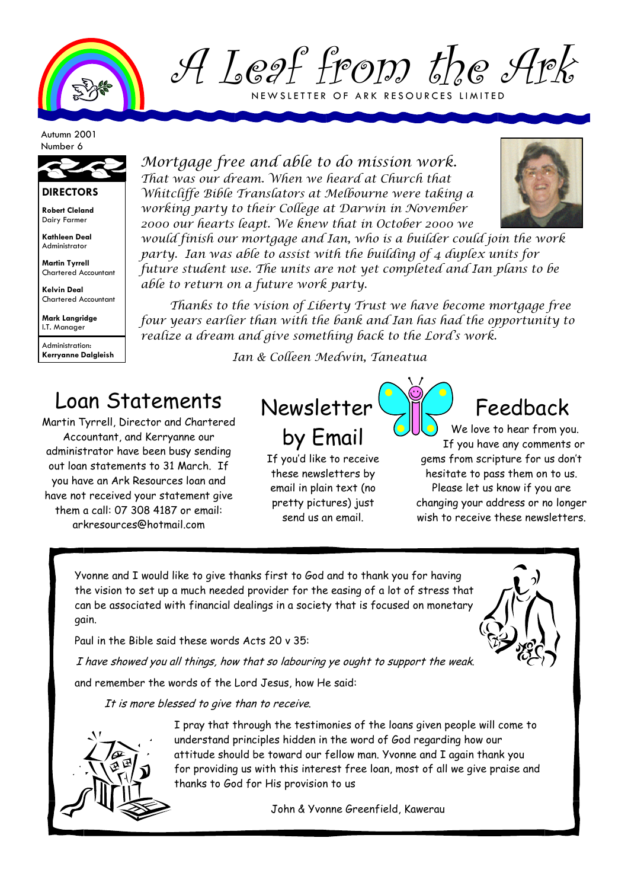# A Leaf from the Ark

NEWSLETTER OF ARK RESOURCES LIMITED

Autumn 2001
Number 6

**DIRECTORS**

**Robert Cleland**
Dairy Farmer

**Kathleen Deal**
Administrator

**Martin Tyrrell**
Chartered Accountant

**Kelvin Deal**
Chartered Accountant

**Mark Langridge**
I.T. Manager

Administration:
**Kerryanne Dalgleish**

*Mortgage free and able to do mission work. That was our dream. When we heard at Church that Whitcliffe Bible Translators at Melbourne were taking a working party to their College at Darwin in November 2000 our hearts leapt. We knew that in October 2000 we would finish our mortgage and Ian, who is a builder could join the work party. Ian was able to assist with the building of 4 duplex units for future student use. The units are not yet completed and Ian plans to be able to return on a future work party.*

*Thanks to the vision of Liberty Trust we have become mortgage free four years earlier than with the bank and Ian has had the opportunity to realize a dream and give something back to the Lord's work.*

*Ian & Colleen Medwin, Taneatua*

## Loan Statements

Martin Tyrrell, Director and Chartered Accountant, and Kerryanne our administrator have been busy sending out loan statements to 31 March. If you have an Ark Resources loan and have not received your statement give them a call: 07 308 4187 or email: arkresources@hotmail.com

## Newsletter by Email

If you'd like to receive these newsletters by email in plain text (no pretty pictures) just send us an email.

## Feedback

We love to hear from you. If you have any comments or gems from scripture for us don't hesitate to pass them on to us. Please let us know if you are changing your address or no longer wish to receive these newsletters.

Yvonne and I would like to give thanks first to God and to thank you for having the vision to set up a much needed provider for the easing of a lot of stress that can be associated with financial dealings in a society that is focused on monetary gain.

Paul in the Bible said these words Acts 20 v 35:

*I have showed you all things, how that so labouring ye ought to support the weak.*

and remember the words of the Lord Jesus, how He said:

*It is more blessed to give than to receive.*

I pray that through the testimonies of the loans given people will come to understand principles hidden in the word of God regarding how our attitude should be toward our fellow man. Yvonne and I again thank you for providing us with this interest free loan, most of all we give praise and thanks to God for His provision to us

John & Yvonne Greenfield, Kawerau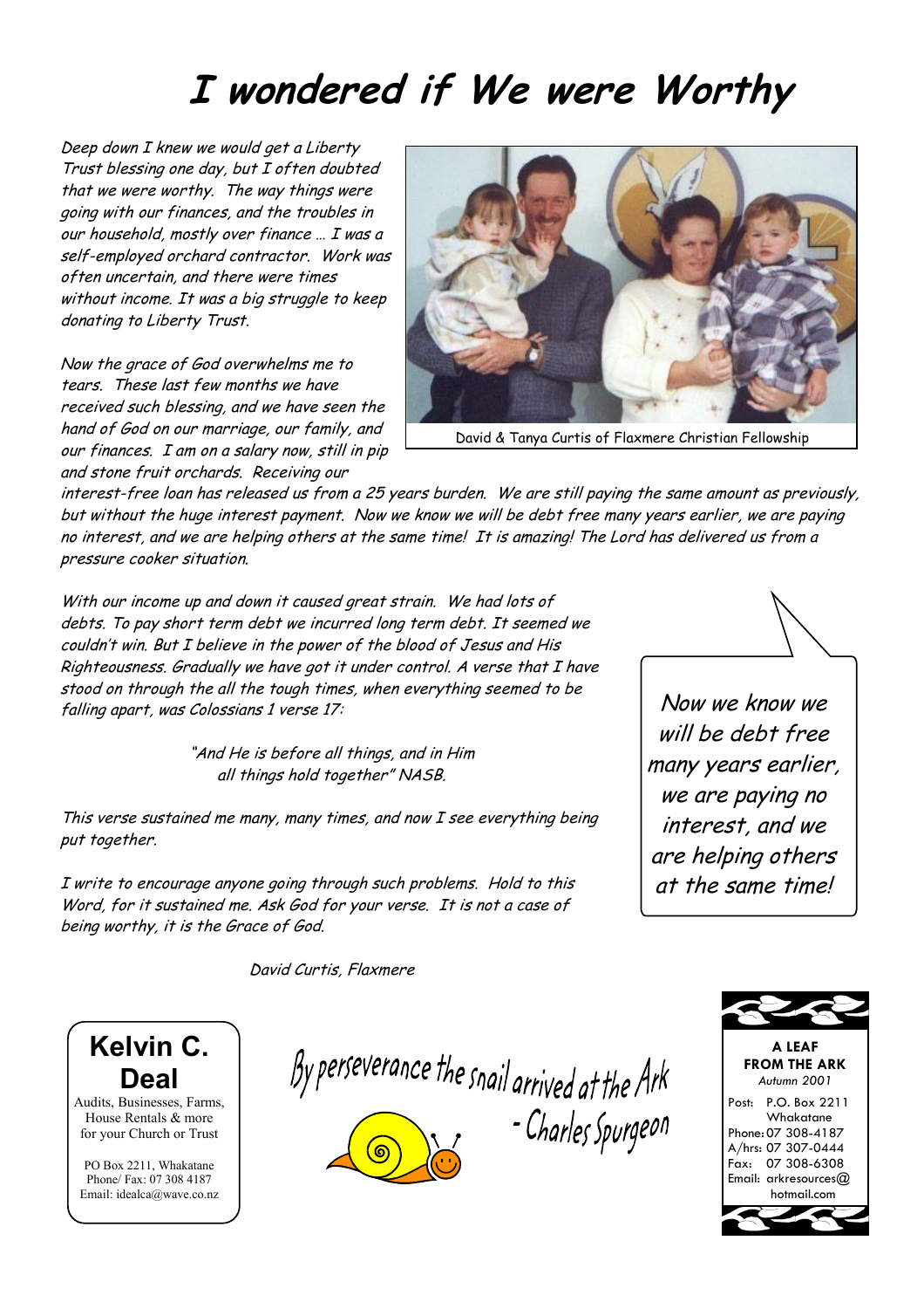# *I wondered if We were Worthy*

*Deep down I knew we would get a Liberty Trust blessing one day, but I often doubted that we were worthy. The way things were going with our finances, and the troubles in our household, mostly over finance … I was a self-employed orchard contractor. Work was often uncertain, and there were times without income. It was a big struggle to keep donating to Liberty Trust.*

*Now the grace of God overwhelms me to tears. These last few months we have received such blessing, and we have seen the hand of God on our marriage, our family, and our finances. I am on a salary now, still in pip and stone fruit orchards. Receiving our interest-free loan has released us from a 25 years burden. We are still paying the same amount as previously, but without the huge interest payment. Now we know we will be debt free many years earlier, we are paying no interest, and we are helping others at the same time! It is amazing! The Lord has delivered us from a pressure cooker situation.*

David & Tanya Curtis of Flaxmere Christian Fellowship

*With our income up and down it caused great strain. We had lots of debts. To pay short term debt we incurred long term debt. It seemed we couldn't win. But I believe in the power of the blood of Jesus and His Righteousness. Gradually we have got it under control. A verse that I have stood on through the all the tough times, when everything seemed to be falling apart, was Colossians 1 verse 17:*

> *"And He is before all things, and in Him all things hold together" NASB.*

*This verse sustained me many, many times, and now I see everything being put together.*

*I write to encourage anyone going through such problems. Hold to this Word, for it sustained me. Ask God for your verse. It is not a case of being worthy, it is the Grace of God.*

*David Curtis, Flaxmere*

> *Now we know we will be debt free many years earlier, we are paying no interest, and we are helping others at the same time!*

**Kelvin C. Deal**
Audits, Businesses, Farms, House Rentals & more for your Church or Trust

PO Box 2211, Whakatane
Phone/ Fax: 07 308 4187
Email: idealca@wave.co.nz

By perseverance the snail arrived at the Ark
- Charles Spurgeon

**A LEAF FROM THE ARK**
*Autumn 2001*
Post: P.O. Box 2211 Whakatane
Phone: 07 308-4187
A/hrs: 07 307-0444
Fax: 07 308-6308
Email: arkresources@hotmail.com